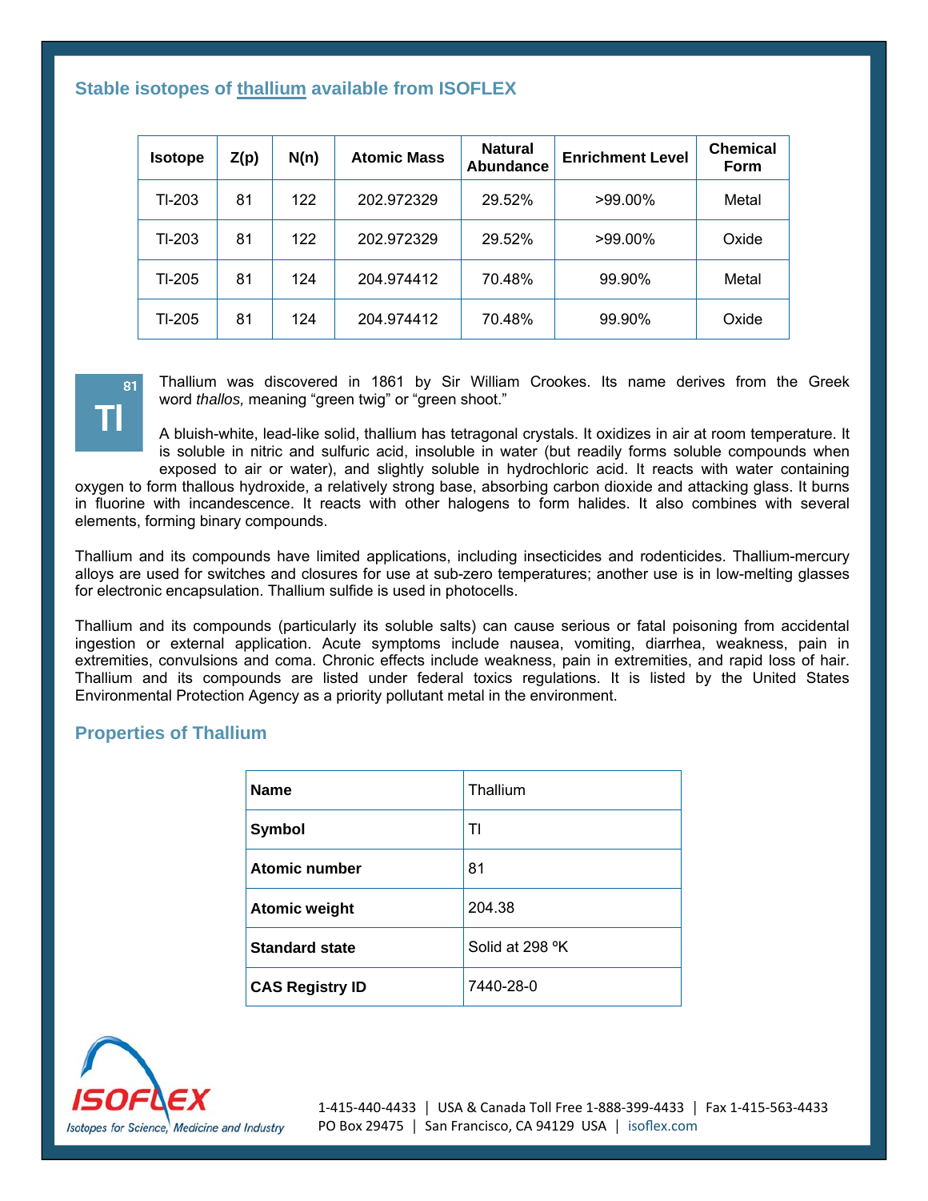## Stable isotopes of thallium available from ISOFLEX

| Isotope | Z(p) | N(n) | Atomic Mass | Natural Abundance | Enrichment Level | Chemical Form |
|---|---|---|---|---|---|---|
| Tl-203 | 81 | 122 | 202.972329 | 29.52% | >99.00% | Metal |
| Tl-203 | 81 | 122 | 202.972329 | 29.52% | >99.00% | Oxide |
| Tl-205 | 81 | 124 | 204.974412 | 70.48% | 99.90% | Metal |
| Tl-205 | 81 | 124 | 204.974412 | 70.48% | 99.90% | Oxide |

81
**Tl**

Thallium was discovered in 1861 by Sir William Crookes. Its name derives from the Greek word *thallos,* meaning "green twig" or "green shoot."

A bluish-white, lead-like solid, thallium has tetragonal crystals. It oxidizes in air at room temperature. It is soluble in nitric and sulfuric acid, insoluble in water (but readily forms soluble compounds when exposed to air or water), and slightly soluble in hydrochloric acid. It reacts with water containing oxygen to form thallous hydroxide, a relatively strong base, absorbing carbon dioxide and attacking glass. It burns in fluorine with incandescence. It reacts with other halogens to form halides. It also combines with several elements, forming binary compounds.

Thallium and its compounds have limited applications, including insecticides and rodenticides. Thallium-mercury alloys are used for switches and closures for use at sub-zero temperatures; another use is in low-melting glasses for electronic encapsulation. Thallium sulfide is used in photocells.

Thallium and its compounds (particularly its soluble salts) can cause serious or fatal poisoning from accidental ingestion or external application. Acute symptoms include nausea, vomiting, diarrhea, weakness, pain in extremities, convulsions and coma. Chronic effects include weakness, pain in extremities, and rapid loss of hair. Thallium and its compounds are listed under federal toxics regulations. It is listed by the United States Environmental Protection Agency as a priority pollutant metal in the environment.

## Properties of Thallium

| **Name** | Thallium |
|---|---|
| **Symbol** | Tl |
| **Atomic number** | 81 |
| **Atomic weight** | 204.38 |
| **Standard state** | Solid at 298 ºK |
| **CAS Registry ID** | 7440-28-0 |

ISOFLEX
Isotopes for Science, Medicine and Industry

1-415-440-4433 | USA & Canada Toll Free 1-888-399-4433 | Fax 1-415-563-4433
PO Box 29475 | San Francisco, CA 94129 USA | isoflex.com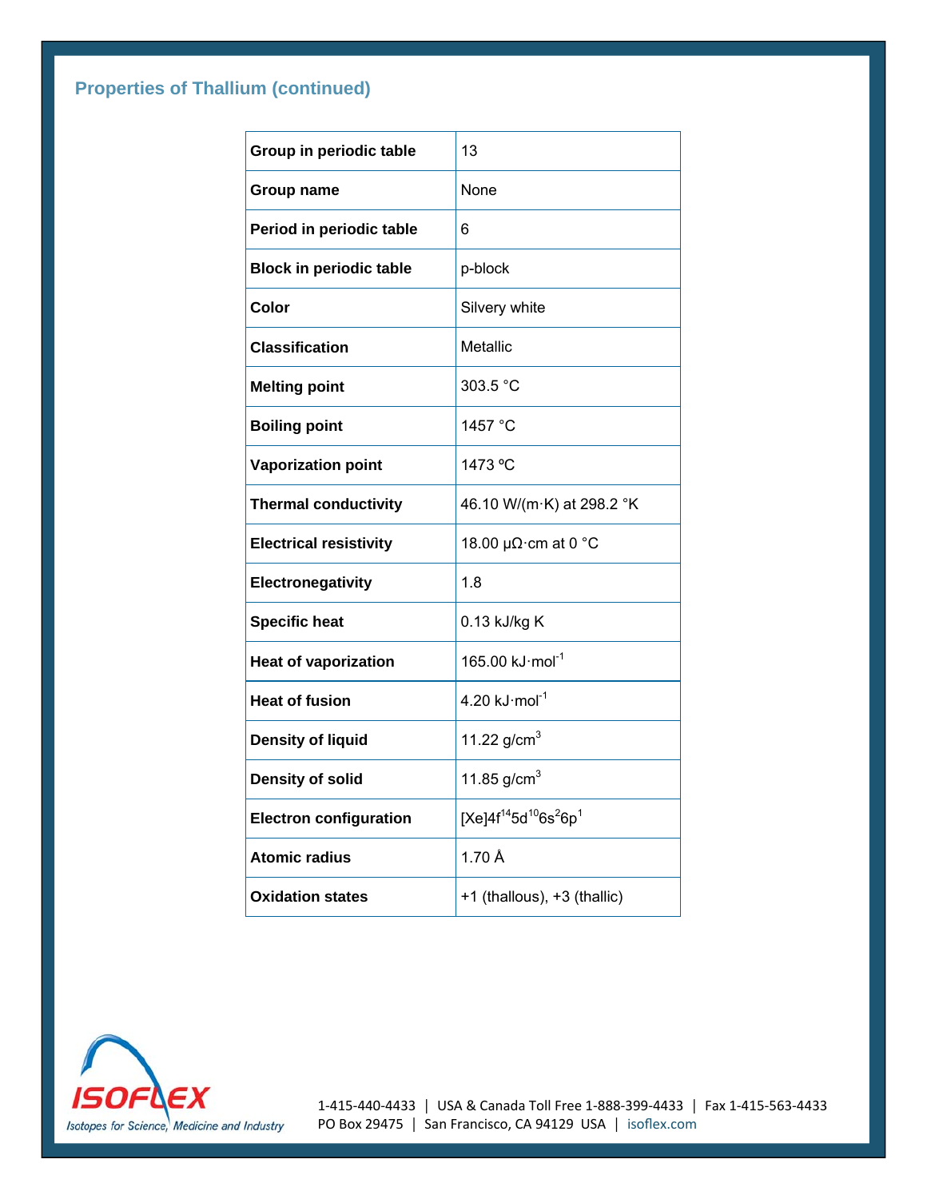## Properties of Thallium (continued)

| | |
|---|---|
| **Group in periodic table** | 13 |
| **Group name** | None |
| **Period in periodic table** | 6 |
| **Block in periodic table** | p-block |
| **Color** | Silvery white |
| **Classification** | Metallic |
| **Melting point** | 303.5 °C |
| **Boiling point** | 1457 °C |
| **Vaporization point** | 1473 ºC |
| **Thermal conductivity** | 46.10 W/(m·K) at 298.2 °K |
| **Electrical resistivity** | 18.00 µΩ·cm at 0 °C |
| **Electronegativity** | 1.8 |
| **Specific heat** | 0.13 kJ/kg K |
| **Heat of vaporization** | 165.00 $kJ \cdot mol^{-1}$ |
| **Heat of fusion** | 4.20 $kJ \cdot mol^{-1}$ |
| **Density of liquid** | 11.22 $g/cm^3$ |
| **Density of solid** | 11.85 $g/cm^3$ |
| **Electron configuration** | $[Xe]4f^{14}5d^{10}6s^2 6p^1$ |
| **Atomic radius** | 1.70 Å |
| **Oxidation states** | +1 (thallous), +3 (thallic) |

ISOFLEX
Isotopes for Science, Medicine and Industry

1-415-440-4433 | USA & Canada Toll Free 1-888-399-4433 | Fax 1-415-563-4433
PO Box 29475 | San Francisco, CA 94129 USA | isoflex.com